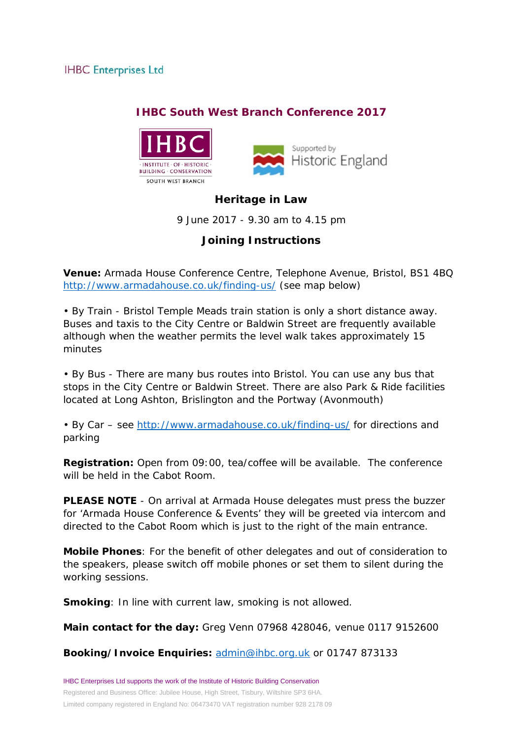IHBC Enterprises Ltd

# IHBC South West Branch Conference 2017

IHBC · INSTITUTE · OF · HISTORIC · BUILDING · CONSERVATION · SOUTH WEST BRANCH

Supported by Historic England

## Heritage in Law

9 June 2017 - 9.30 am to 4.15 pm

## Joining Instructions

**Venue:** Armada House Conference Centre, Telephone Avenue, Bristol, BS1 4BQ
http://www.armadahouse.co.uk/finding-us/ (see map below)

• By Train - Bristol Temple Meads train station is only a short distance away. Buses and taxis to the City Centre or Baldwin Street are frequently available although when the weather permits the level walk takes approximately 15 minutes

• By Bus - There are many bus routes into Bristol. You can use any bus that stops in the City Centre or Baldwin Street. There are also Park & Ride facilities located at Long Ashton, Brislington and the Portway (Avonmouth)

• By Car – see http://www.armadahouse.co.uk/finding-us/ for directions and parking

**Registration:** Open from 09:00, tea/coffee will be available. The conference will be held in the Cabot Room.

**PLEASE NOTE** - On arrival at Armada House delegates must press the buzzer for 'Armada House Conference & Events' they will be greeted via intercom and directed to the Cabot Room which is just to the right of the main entrance.

**Mobile Phones**: For the benefit of other delegates and out of consideration to the speakers, please switch off mobile phones or set them to silent during the working sessions.

**Smoking**: In line with current law, smoking is not allowed.

**Main contact for the day:** Greg Venn 07968 428046, venue 0117 9152600

**Booking/Invoice Enquiries:** admin@ihbc.org.uk or 01747 873133

IHBC Enterprises Ltd supports the work of the Institute of Historic Building Conservation
Registered and Business Office: Jubilee House, High Street, Tisbury, Wiltshire SP3 6HA.
Limited company registered in England No: 06473470 VAT registration number 928 2178 09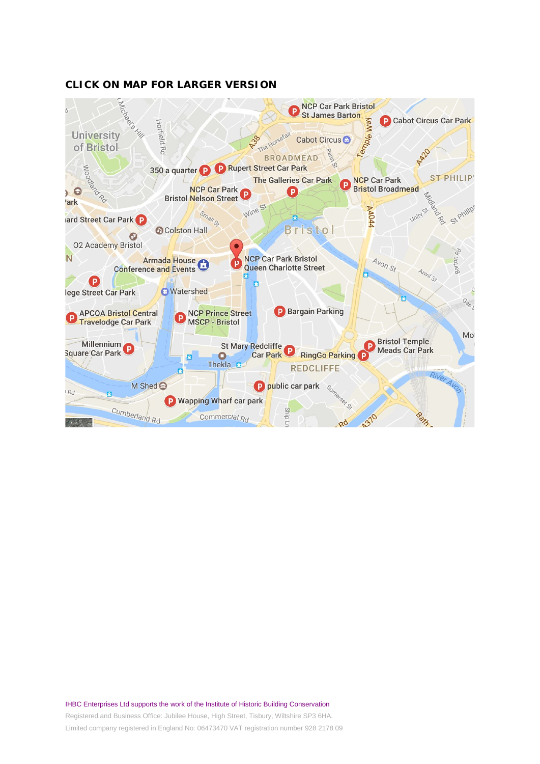**CLICK ON MAP FOR LARGER VERSION**

IHBC Enterprises Ltd supports the work of the Institute of Historic Building Conservation

Registered and Business Office: Jubilee House, High Street, Tisbury, Wiltshire SP3 6HA.

Limited company registered in England No: 06473470 VAT registration number 928 2178 09